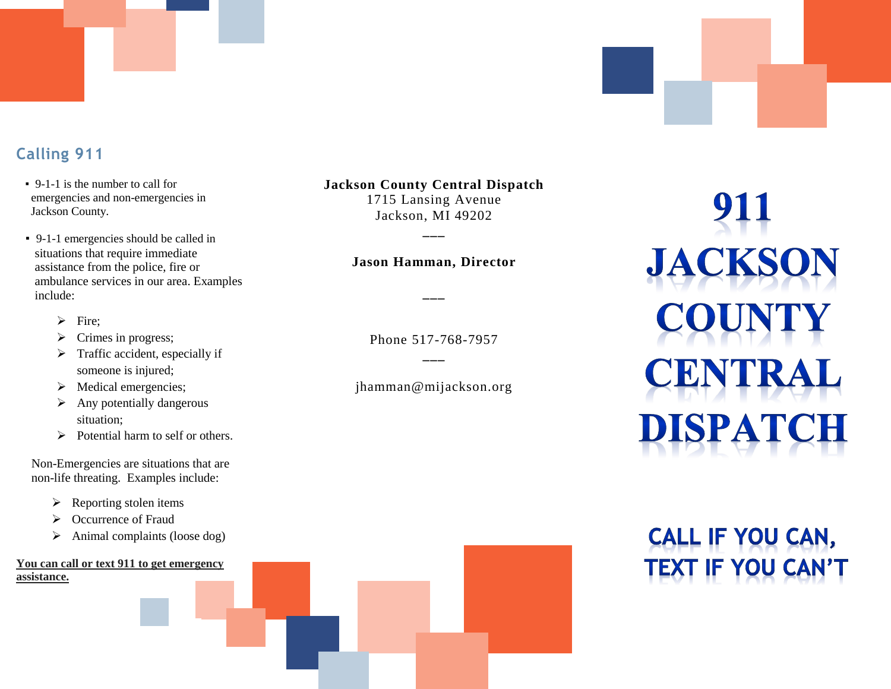## Calling 911

- 9-1-1 is the number to call for emergencies and non-emergencies in Jackson County.
- 9-1-1 emergencies should be called in situations that require immediate assistance from the police, fire or ambulance services in our area. Examples include:
  - Fire;
  - Crimes in progress;
  - Traffic accident, especially if someone is injured;
  - Medical emergencies;
  - Any potentially dangerous situation;
  - Potential harm to self or others.

Non-Emergencies are situations that are non-life threating. Examples include:

- Reporting stolen items
- Occurrence of Fraud
- Animal complaints (loose dog)

**You can call or text 911 to get emergency assistance.**

**Jackson County Central Dispatch**
1715 Lansing Avenue
Jackson, MI 49202

———

**Jason Hamman, Director**

———

Phone 517-768-7957

———

jhamman@mijackson.org

# 911 JACKSON COUNTY CENTRAL DISPATCH

## CALL IF YOU CAN, TEXT IF YOU CAN'T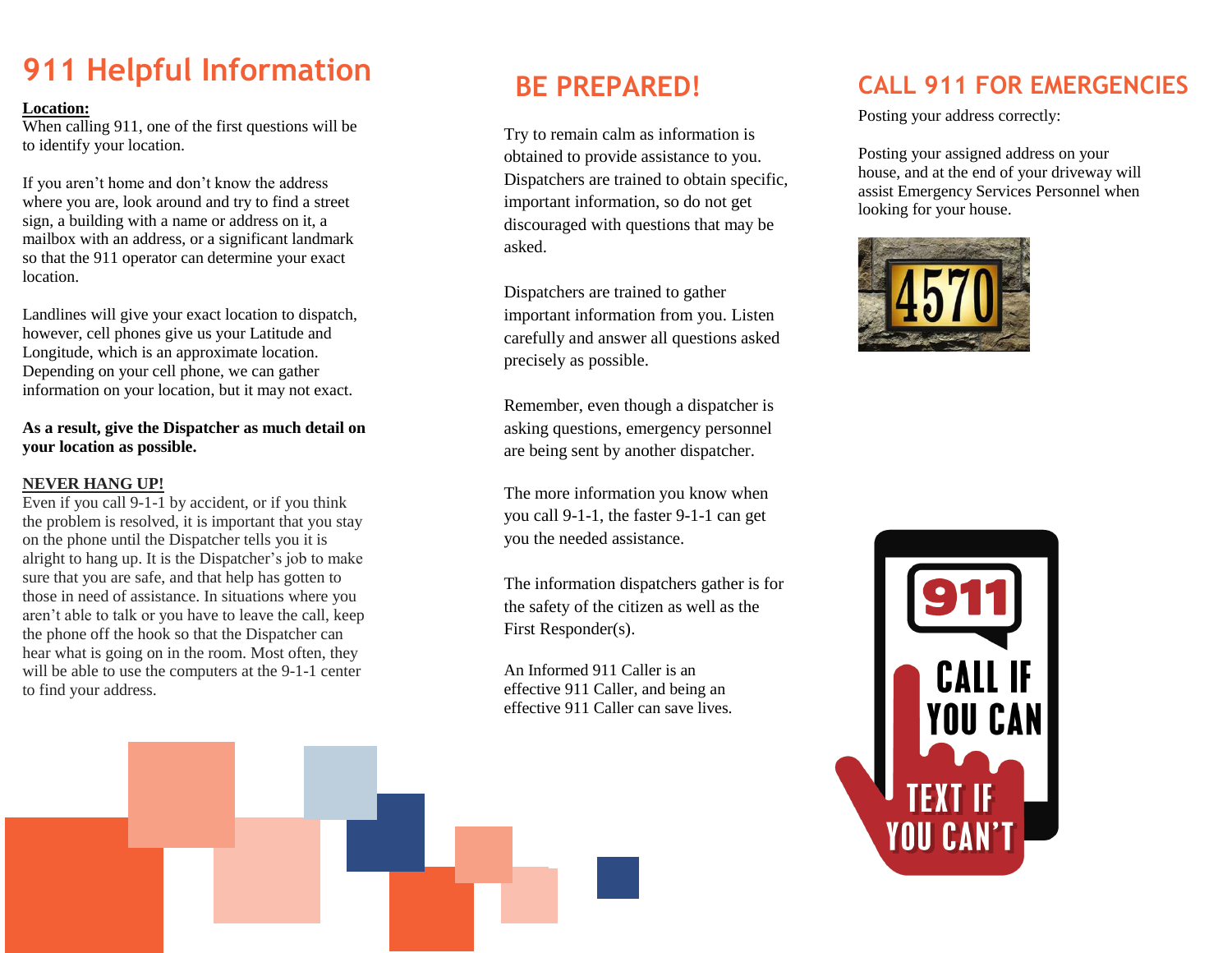# 911 Helpful Information

**Location:**

When calling 911, one of the first questions will be to identify your location.

If you aren't home and don't know the address where you are, look around and try to find a street sign, a building with a name or address on it, a mailbox with an address, or a significant landmark so that the 911 operator can determine your exact location.

Landlines will give your exact location to dispatch, however, cell phones give us your Latitude and Longitude, which is an approximate location. Depending on your cell phone, we can gather information on your location, but it may not exact.

**As a result, give the Dispatcher as much detail on your location as possible.**

**NEVER HANG UP!**

Even if you call 9-1-1 by accident, or if you think the problem is resolved, it is important that you stay on the phone until the Dispatcher tells you it is alright to hang up. It is the Dispatcher's job to make sure that you are safe, and that help has gotten to those in need of assistance. In situations where you aren't able to talk or you have to leave the call, keep the phone off the hook so that the Dispatcher can hear what is going on in the room. Most often, they will be able to use the computers at the 9-1-1 center to find your address.

# BE PREPARED!

Try to remain calm as information is obtained to provide assistance to you. Dispatchers are trained to obtain specific, important information, so do not get discouraged with questions that may be asked.

Dispatchers are trained to gather important information from you. Listen carefully and answer all questions asked precisely as possible.

Remember, even though a dispatcher is asking questions, emergency personnel are being sent by another dispatcher.

The more information you know when you call 9-1-1, the faster 9-1-1 can get you the needed assistance.

The information dispatchers gather is for the safety of the citizen as well as the First Responder(s).

An Informed 911 Caller is an effective 911 Caller, and being an effective 911 Caller can save lives.

# CALL 911 FOR EMERGENCIES

Posting your address correctly:

Posting your assigned address on your house, and at the end of your driveway will assist Emergency Services Personnel when looking for your house.

4570

911

CALL IF YOU CAN

TEXT IF YOU CAN'T